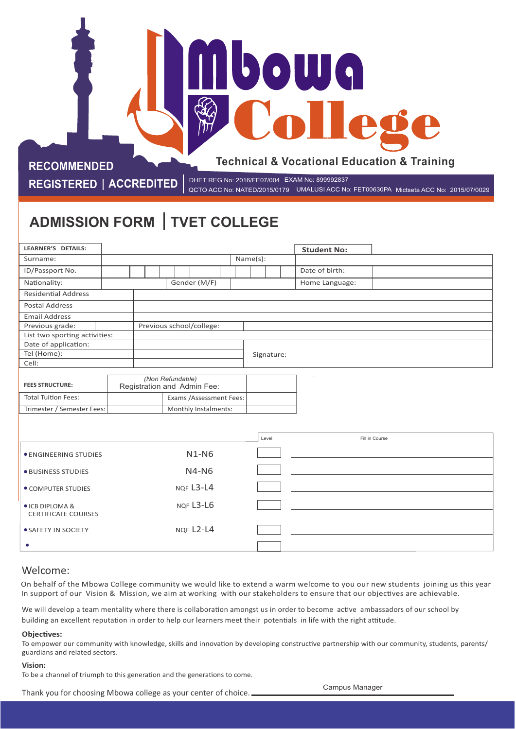# Mbowa College

**Technical & Vocational Education & Training**

**RECOMMENDED**

**REGISTERED | ACCREDITED**

DHET REG No: 2016/FE07/004 EXAM No: 899992837
QCTO ACC No: NATED/2015/0179 UMALUSI ACC No: FET00630PA Mictseta ACC No: 2015/07/0029

## ADMISSION FORM | TVET COLLEGE

| **LEARNER'S DETAILS:** | | | | **Student No:** | |
|---|---|---|---|---|---|
| Surname: | | Name(s): | | | |
| ID/Passport No. | | | | Date of birth: | |
| Nationality: | | Gender (M/F) | | Home Language: | |
| Residential Address | | | | | |
| Postal Address | | | | | |
| Email Address | | | | | |
| Previous grade: | | Previous school/college: | | | |
| List two sporting activities: | | | | | |
| Date of application: | | | | | |
| Tel (Home): | | Signature: | | | |
| Cell: | | | | | |

| **FEES STRUCTURE:** | | *(Non Refundable)* Registration and Admin Fee: | |
|---|---|---|---|
| Total Tuition Fees: | | Exams /Assessment Fees: | |
| Trimester / Semester Fees: | | Monthly Instalments: | |

| | | Level | Fill in Course |
|---|---|---|---|
| • ENGINEERING STUDIES | N1-N6 | | |
| • BUSINESS STUDIES | N4-N6 | | |
| • COMPUTER STUDIES | NQF L3-L4 | | |
| • ICB DIPLOMA & CERTIFICATE COURSES | NQF L3-L6 | | |
| • SAFETY IN SOCIETY | NQF L2-L4 | | |
| • | | | |

## Welcome:

On behalf of the Mbowa College community we would like to extend a warm welcome to you our new students joining us this year In support of our Vision & Mission, we aim at working with our stakeholders to ensure that our objectives are achievable.

We will develop a team mentality where there is collaboration amongst us in order to become active ambassadors of our school by building an excellent reputation in order to help our learners meet their potentials in life with the right attitude.

**Objectives:**

To empower our community with knowledge, skills and innovation by developing constructive partnership with our community, students, parents/ guardians and related sectors.

**Vision:**

To be a channel of triumph to this generation and the generations to come.

Thank you for choosing Mbowa college as your center of choice. ______________________

Campus Manager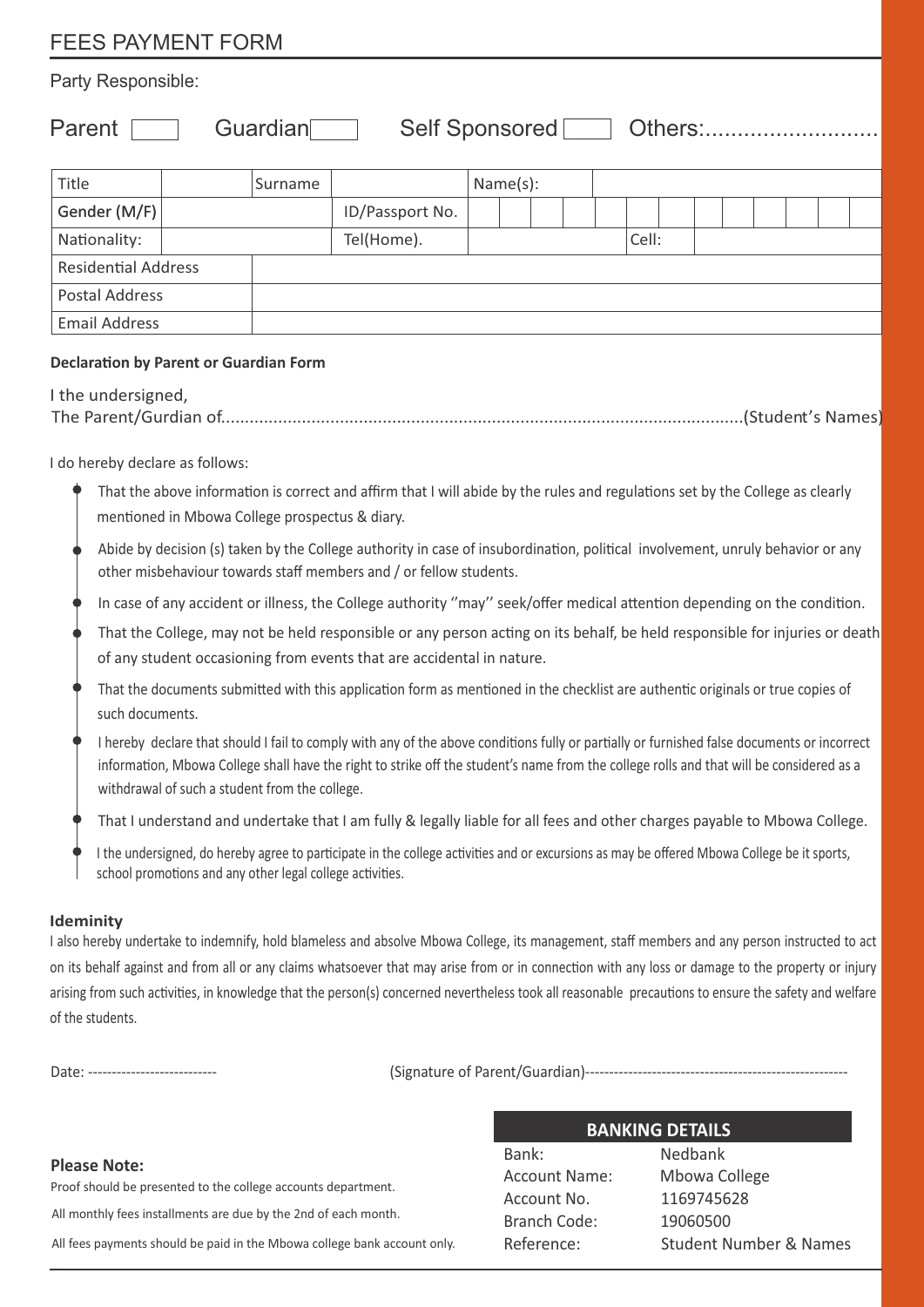# FEES PAYMENT FORM

Party Responsible:

Parent ☐ Guardian ☐ Self Sponsored ☐ Others:............................

| Title | | Surname | | Name(s): | |
|---|---|---|---|---|---|
| Gender (M/F) | | | ID/Passport No. | | |
| Nationality: | | | Tel(Home). | | Cell: |
| Residential Address | | | | | |
| Postal Address | | | | | |
| Email Address | | | | | |

**Declaration by Parent or Guardian Form**

I the undersigned,
The Parent/Gurdian of..........................................................................................................(Student's Names)

I do hereby declare as follows:

- That the above information is correct and affirm that I will abide by the rules and regulations set by the College as clearly mentioned in Mbowa College prospectus & diary.
- Abide by decision (s) taken by the College authority in case of insubordination, political involvement, unruly behavior or any other misbehaviour towards staff members and / or fellow students.
- In case of any accident or illness, the College authority ''may'' seek/offer medical attention depending on the condition.
- That the College, may not be held responsible or any person acting on its behalf, be held responsible for injuries or death of any student occasioning from events that are accidental in nature.
- That the documents submitted with this application form as mentioned in the checklist are authentic originals or true copies of such documents.
- I hereby declare that should I fail to comply with any of the above conditions fully or partially or furnished false documents or incorrect information, Mbowa College shall have the right to strike off the student's name from the college rolls and that will be considered as a withdrawal of such a student from the college.
- That I understand and undertake that I am fully & legally liable for all fees and other charges payable to Mbowa College.
- I the undersigned, do hereby agree to participate in the college activities and or excursions as may be offered Mbowa College be it sports, school promotions and any other legal college activities.

**Ideminity**

I also hereby undertake to indemnify, hold blameless and absolve Mbowa College, its management, staff members and any person instructed to act on its behalf against and from all or any claims whatsoever that may arise from or in connection with any loss or damage to the property or injury arising from such activities, in knowledge that the person(s) concerned nevertheless took all reasonable precautions to ensure the safety and welfare of the students.

Date: --------------------------- (Signature of Parent/Guardian)-------------------------------------------------------

**Please Note:**

Proof should be presented to the college accounts department.

All monthly fees installments are due by the 2nd of each month.

All fees payments should be paid in the Mbowa college bank account only.

| BANKING DETAILS | |
|---|---|
| Bank: | Nedbank |
| Account Name: | Mbowa College |
| Account No. | 1169745628 |
| Branch Code: | 19060500 |
| Reference: | Student Number & Names |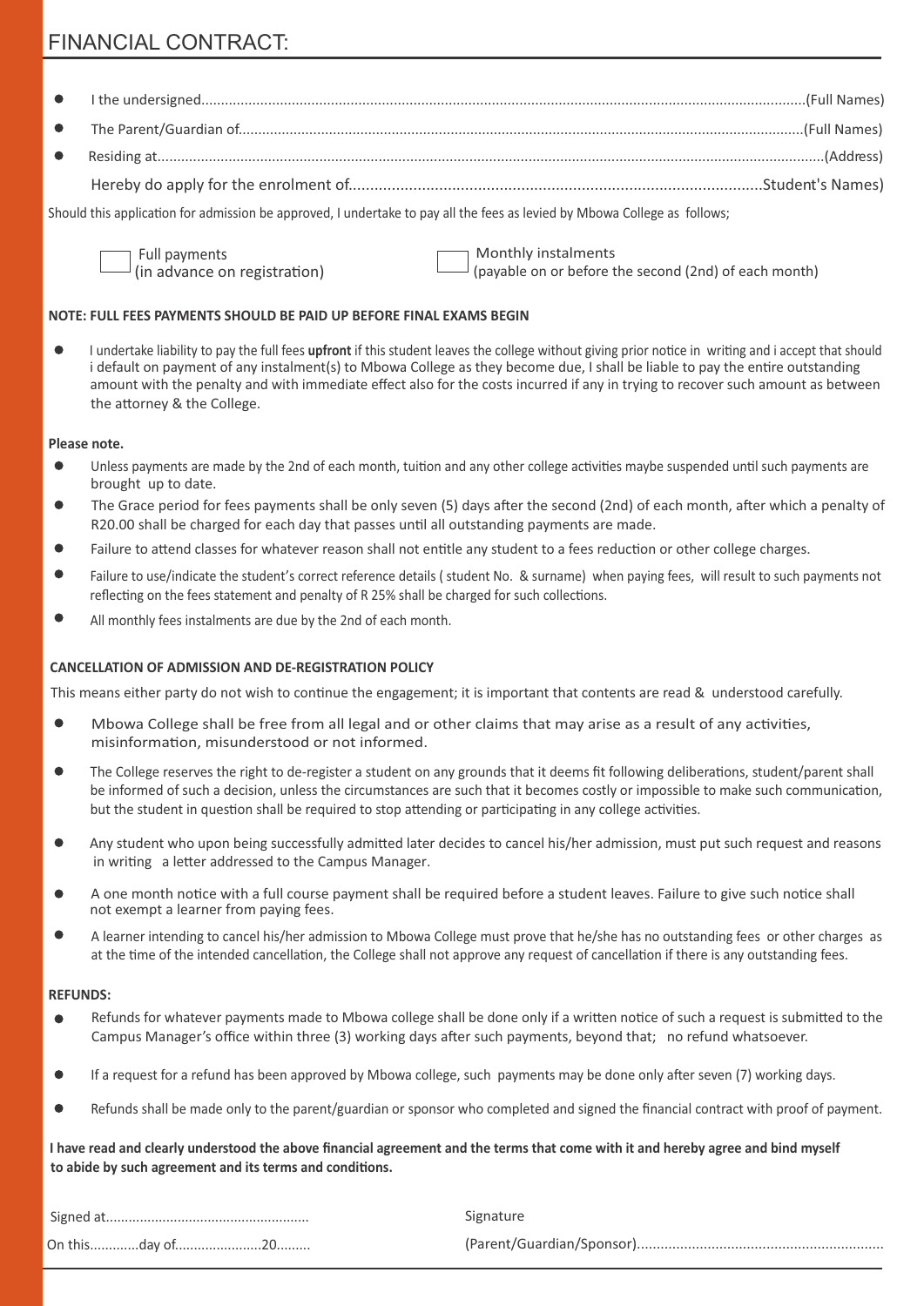# FINANCIAL CONTRACT:

- I the undersigned.......................................................................................................................................................(Full Names)
- The Parent/Guardian of..............................................................................................................................................(Full Names)
- Residing at........................................................................................................................................................................(Address)

Hereby do apply for the enrolment of..............................................................................................Student's Names)

Should this application for admission be approved, I undertake to pay all the fees as levied by Mbowa College as follows;

☐ Full payments (in advance on registration)

☐ Monthly instalments (payable on or before the second (2nd) of each month)

**NOTE: FULL FEES PAYMENTS SHOULD BE PAID UP BEFORE FINAL EXAMS BEGIN**

- I undertake liability to pay the full fees **upfront** if this student leaves the college without giving prior notice in writing and i accept that should i default on payment of any instalment(s) to Mbowa College as they become due, I shall be liable to pay the entire outstanding amount with the penalty and with immediate effect also for the costs incurred if any in trying to recover such amount as between the attorney & the College.

**Please note.**

- Unless payments are made by the 2nd of each month, tuition and any other college activities maybe suspended until such payments are brought up to date.
- The Grace period for fees payments shall be only seven (5) days after the second (2nd) of each month, after which a penalty of R20.00 shall be charged for each day that passes until all outstanding payments are made.
- Failure to attend classes for whatever reason shall not entitle any student to a fees reduction or other college charges.
- Failure to use/indicate the student's correct reference details ( student No. & surname) when paying fees, will result to such payments not reflecting on the fees statement and penalty of R 25% shall be charged for such collections.
- All monthly fees instalments are due by the 2nd of each month.

**CANCELLATION OF ADMISSION AND DE-REGISTRATION POLICY**

This means either party do not wish to continue the engagement; it is important that contents are read & understood carefully.

- Mbowa College shall be free from all legal and or other claims that may arise as a result of any activities, misinformation, misunderstood or not informed.
- The College reserves the right to de-register a student on any grounds that it deems fit following deliberations, student/parent shall be informed of such a decision, unless the circumstances are such that it becomes costly or impossible to make such communication, but the student in question shall be required to stop attending or participating in any college activities.
- Any student who upon being successfully admitted later decides to cancel his/her admission, must put such request and reasons in writing a letter addressed to the Campus Manager.
- A one month notice with a full course payment shall be required before a student leaves. Failure to give such notice shall not exempt a learner from paying fees.
- A learner intending to cancel his/her admission to Mbowa College must prove that he/she has no outstanding fees or other charges as at the time of the intended cancellation, the College shall not approve any request of cancellation if there is any outstanding fees.

**REFUNDS:**

- Refunds for whatever payments made to Mbowa college shall be done only if a written notice of such a request is submitted to the Campus Manager's office within three (3) working days after such payments, beyond that; no refund whatsoever.
- If a request for a refund has been approved by Mbowa college, such payments may be done only after seven (7) working days.
- Refunds shall be made only to the parent/guardian or sponsor who completed and signed the financial contract with proof of payment.

**I have read and clearly understood the above financial agreement and the terms that come with it and hereby agree and bind myself to abide by such agreement and its terms and conditions.**

Signed at.....................................................

On this............day of.......................20.........

Signature

(Parent/Guardian/Sponsor)...............................................................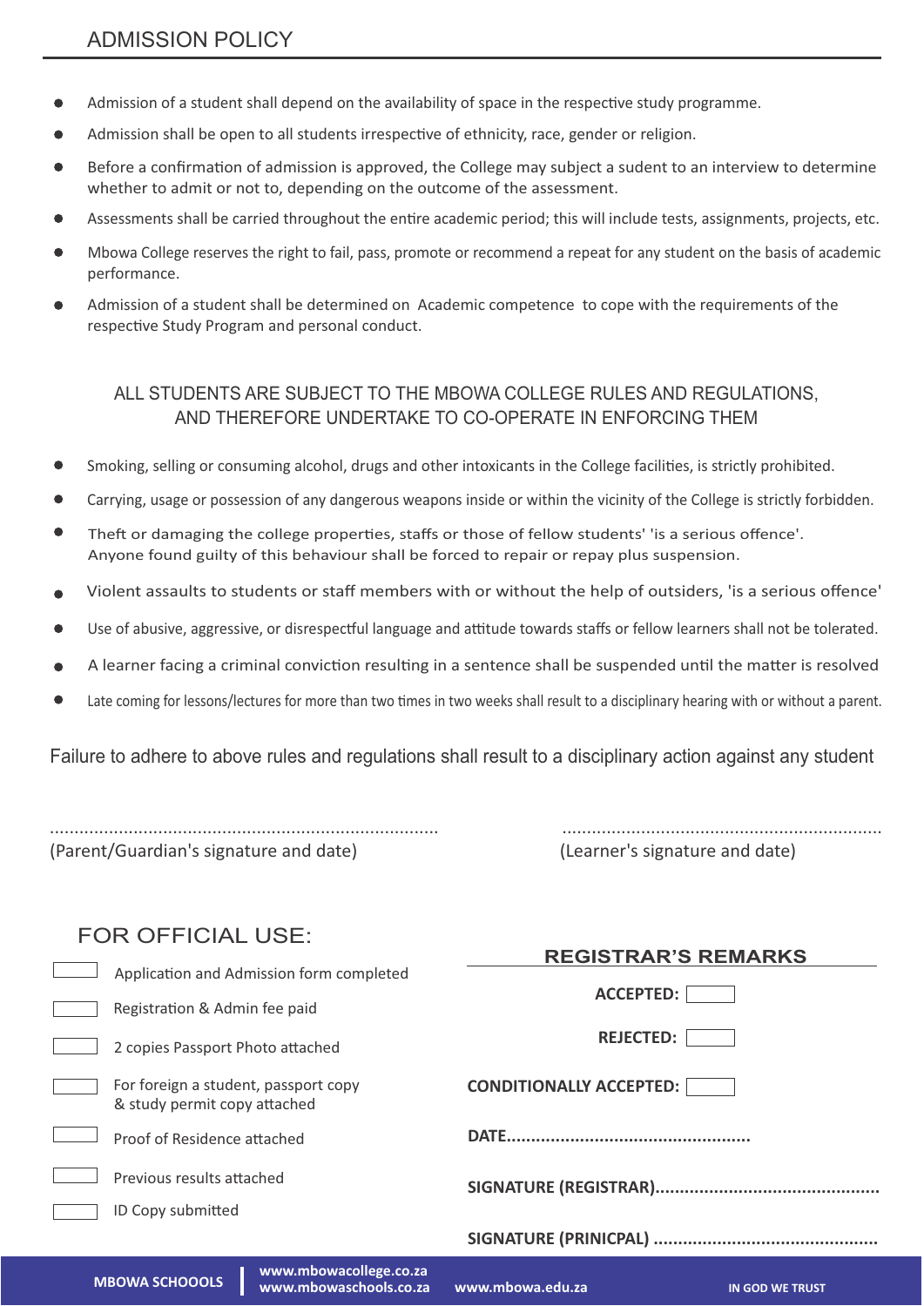## ADMISSION POLICY

- Admission of a student shall depend on the availability of space in the respective study programme.
- Admission shall be open to all students irrespective of ethnicity, race, gender or religion.
- Before a confirmation of admission is approved, the College may subject a sudent to an interview to determine whether to admit or not to, depending on the outcome of the assessment.
- Assessments shall be carried throughout the entire academic period; this will include tests, assignments, projects, etc.
- Mbowa College reserves the right to fail, pass, promote or recommend a repeat for any student on the basis of academic performance.
- Admission of a student shall be determined on Academic competence to cope with the requirements of the respective Study Program and personal conduct.

### ALL STUDENTS ARE SUBJECT TO THE MBOWA COLLEGE RULES AND REGULATIONS, AND THEREFORE UNDERTAKE TO CO-OPERATE IN ENFORCING THEM

- Smoking, selling or consuming alcohol, drugs and other intoxicants in the College facilities, is strictly prohibited.
- Carrying, usage or possession of any dangerous weapons inside or within the vicinity of the College is strictly forbidden.
- Theft or damaging the college properties, staffs or those of fellow students' 'is a serious offence'. Anyone found guilty of this behaviour shall be forced to repair or repay plus suspension.
- Violent assaults to students or staff members with or without the help of outsiders, 'is a serious offence'
- Use of abusive, aggressive, or disrespectful language and attitude towards staffs or fellow learners shall not be tolerated.
- A learner facing a criminal conviction resulting in a sentence shall be suspended until the matter is resolved
- Late coming for lessons/lectures for more than two times in two weeks shall result to a disciplinary hearing with or without a parent.

Failure to adhere to above rules and regulations shall result to a disciplinary action against any student

..............................................................................
(Parent/Guardian's signature and date)

..............................................................................
(Learner's signature and date)

### FOR OFFICIAL USE:

- [ ] Application and Admission form completed
- [ ] Registration & Admin fee paid
- [ ] 2 copies Passport Photo attached
- [ ] For foreign a student, passport copy & study permit copy attached
- [ ] Proof of Residence attached
- [ ] Previous results attached
- [ ] ID Copy submitted

### REGISTRAR'S REMARKS

**ACCEPTED:** [ ]

**REJECTED:** [ ]

**CONDITIONALLY ACCEPTED:** [ ]

**DATE.................................................**

**SIGNATURE (REGISTRAR).............................................**

**SIGNATURE (PRINICPAL) .............................................**

**MBOWA SCHOOOLS** | **www.mbowacollege.co.za** **www.mbowaschools.co.za** **www.mbowa.edu.za** **IN GOD WE TRUST**